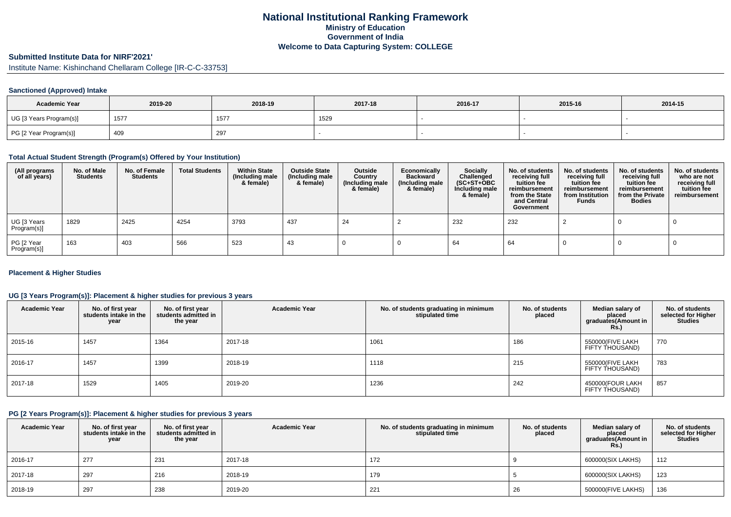# National Institutional Ranking Framework
## Ministry of Education
## Government of India
## Welcome to Data Capturing System: COLLEGE

### Submitted Institute Data for NIRF'2021'

Institute Name: Kishinchand Chellaram College [IR-C-C-33753]

#### Sanctioned (Approved) Intake

| Academic Year | 2019-20 | 2018-19 | 2017-18 | 2016-17 | 2015-16 | 2014-15 |
|---|---|---|---|---|---|---|
| UG [3 Years Program(s)] | 1577 | 1577 | 1529 | - | - | - |
| PG [2 Year Program(s)] | 409 | 297 | - | - | - | - |

#### Total Actual Student Strength (Program(s) Offered by Your Institution)

| (All programs of all years) | No. of Male Students | No. of Female Students | Total Students | Within State (Including male & female) | Outside State (Including male & female) | Outside Country (Including male & female) | Economically Backward (Including male & female) | Socially Challenged (SC+ST+OBC Including male & female) | No. of students receiving full tuition fee reimbursement from the State and Central Government | No. of students receiving full tuition fee reimbursement from Institution Funds | No. of students receiving full tuition fee reimbursement from the Private Bodies | No. of students who are not receiving full tuition fee reimbursement |
|---|---|---|---|---|---|---|---|---|---|---|---|---|
| UG [3 Years Program(s)] | 1829 | 2425 | 4254 | 3793 | 437 | 24 | 2 | 232 | 232 | 2 | 0 | 0 |
| PG [2 Year Program(s)] | 163 | 403 | 566 | 523 | 43 | 0 | 0 | 64 | 64 | 0 | 0 | 0 |

#### Placement & Higher Studies

#### UG [3 Years Program(s)]: Placement & higher studies for previous 3 years

| Academic Year | No. of first year students intake in the year | No. of first year students admitted in the year | Academic Year | No. of students graduating in minimum stipulated time | No. of students placed | Median salary of placed graduates(Amount in Rs.) | No. of students selected for Higher Studies |
|---|---|---|---|---|---|---|---|
| 2015-16 | 1457 | 1364 | 2017-18 | 1061 | 186 | 550000(FIVE LAKH FIFTY THOUSAND) | 770 |
| 2016-17 | 1457 | 1399 | 2018-19 | 1118 | 215 | 550000(FIVE LAKH FIFTY THOUSAND) | 783 |
| 2017-18 | 1529 | 1405 | 2019-20 | 1236 | 242 | 450000(FOUR LAKH FIFTY THOUSAND) | 857 |

#### PG [2 Years Program(s)]: Placement & higher studies for previous 3 years

| Academic Year | No. of first year students intake in the year | No. of first year students admitted in the year | Academic Year | No. of students graduating in minimum stipulated time | No. of students placed | Median salary of placed graduates(Amount in Rs.) | No. of students selected for Higher Studies |
|---|---|---|---|---|---|---|---|
| 2016-17 | 277 | 231 | 2017-18 | 172 | 9 | 600000(SIX LAKHS) | 112 |
| 2017-18 | 297 | 216 | 2018-19 | 179 | 5 | 600000(SIX LAKHS) | 123 |
| 2018-19 | 297 | 238 | 2019-20 | 221 | 26 | 500000(FIVE LAKHS) | 136 |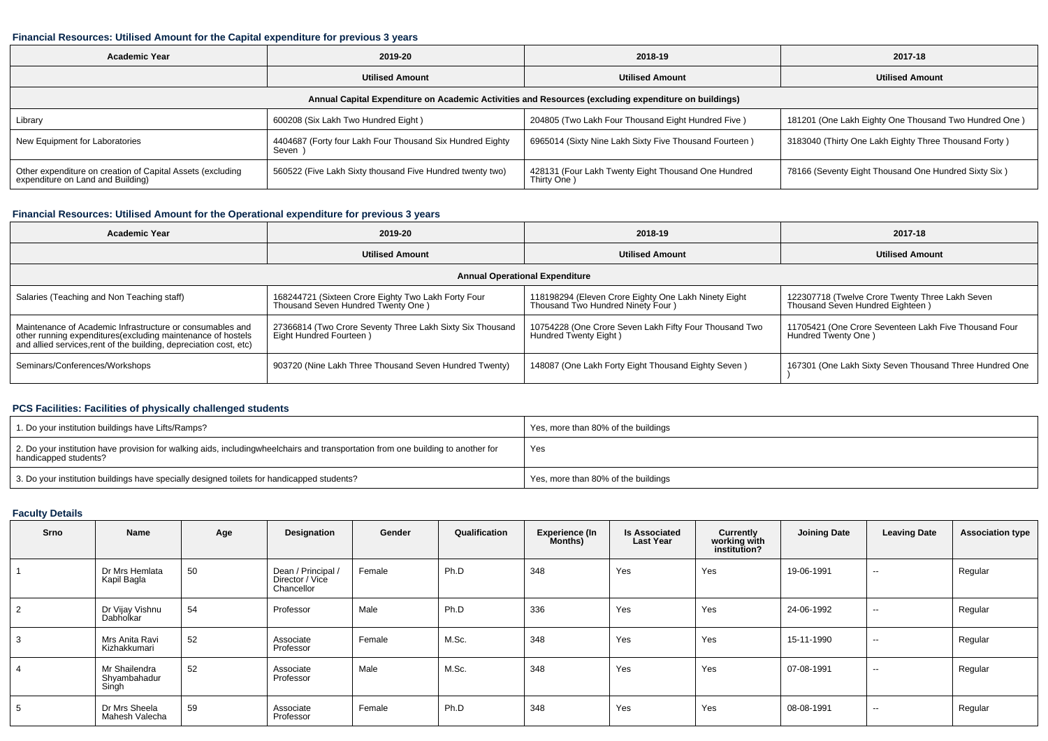### Financial Resources: Utilised Amount for the Capital expenditure for previous 3 years

| Academic Year | 2019-20 | 2018-19 | 2017-18 |
|---|---|---|---|
| | Utilised Amount | Utilised Amount | Utilised Amount |
| Annual Capital Expenditure on Academic Activities and Resources (excluding expenditure on buildings) | | | |
| Library | 600208 (Six Lakh Two Hundred Eight ) | 204805 (Two Lakh Four Thousand Eight Hundred Five ) | 181201 (One Lakh Eighty One Thousand Two Hundred One ) |
| New Equipment for Laboratories | 4404687 (Forty four Lakh Four Thousand Six Hundred Eighty Seven ) | 6965014 (Sixty Nine Lakh Sixty Five Thousand Fourteen ) | 3183040 (Thirty One Lakh Eighty Three Thousand Forty ) |
| Other expenditure on creation of Capital Assets (excluding expenditure on Land and Building) | 560522 (Five Lakh Sixty thousand Five Hundred twenty two) | 428131 (Four Lakh Twenty Eight Thousand One Hundred Thirty One ) | 78166 (Seventy Eight Thousand One Hundred Sixty Six ) |

### Financial Resources: Utilised Amount for the Operational expenditure for previous 3 years

| Academic Year | 2019-20 | 2018-19 | 2017-18 |
|---|---|---|---|
| | Utilised Amount | Utilised Amount | Utilised Amount |
| Annual Operational Expenditure | | | |
| Salaries (Teaching and Non Teaching staff) | 168244721 (Sixteen Crore Eighty Two Lakh Forty Four Thousand Seven Hundred Twenty One ) | 118198294 (Eleven Crore Eighty One Lakh Ninety Eight Thousand Two Hundred Ninety Four ) | 122307718 (Twelve Crore Twenty Three Lakh Seven Thousand Seven Hundred Eighteen ) |
| Maintenance of Academic Infrastructure or consumables and other running expenditures(excluding maintenance of hostels and allied services,rent of the building, depreciation cost, etc) | 27366814 (Two Crore Seventy Three Lakh Sixty Six Thousand Eight Hundred Fourteen ) | 10754228 (One Crore Seven Lakh Fifty Four Thousand Two Hundred Twenty Eight ) | 11705421 (One Crore Seventeen Lakh Five Thousand Four Hundred Twenty One ) |
| Seminars/Conferences/Workshops | 903720 (Nine Lakh Three Thousand Seven Hundred Twenty) | 148087 (One Lakh Forty Eight Thousand Eighty Seven ) | 167301 (One Lakh Sixty Seven Thousand Three Hundred One ) |

### PCS Facilities: Facilities of physically challenged students

| | |
|---|---|
| 1. Do your institution buildings have Lifts/Ramps? | Yes, more than 80% of the buildings |
| 2. Do your institution have provision for walking aids, includingwheelchairs and transportation from one building to another for handicapped students? | Yes |
| 3. Do your institution buildings have specially designed toilets for handicapped students? | Yes, more than 80% of the buildings |

### Faculty Details

| Srno | Name | Age | Designation | Gender | Qualification | Experience (In Months) | Is Associated Last Year | Currently working with institution? | Joining Date | Leaving Date | Association type |
|---|---|---|---|---|---|---|---|---|---|---|---|
| 1 | Dr Mrs Hemlata Kapil Bagla | 50 | Dean / Principal / Director / Vice Chancellor | Female | Ph.D | 348 | Yes | Yes | 19-06-1991 | -- | Regular |
| 2 | Dr Vijay Vishnu Dabholkar | 54 | Professor | Male | Ph.D | 336 | Yes | Yes | 24-06-1992 | -- | Regular |
| 3 | Mrs Anita Ravi Kizhakkumari | 52 | Associate Professor | Female | M.Sc. | 348 | Yes | Yes | 15-11-1990 | -- | Regular |
| 4 | Mr Shailendra Shyambahadur Singh | 52 | Associate Professor | Male | M.Sc. | 348 | Yes | Yes | 07-08-1991 | -- | Regular |
| 5 | Dr Mrs Sheela Mahesh Valecha | 59 | Associate Professor | Female | Ph.D | 348 | Yes | Yes | 08-08-1991 | -- | Regular |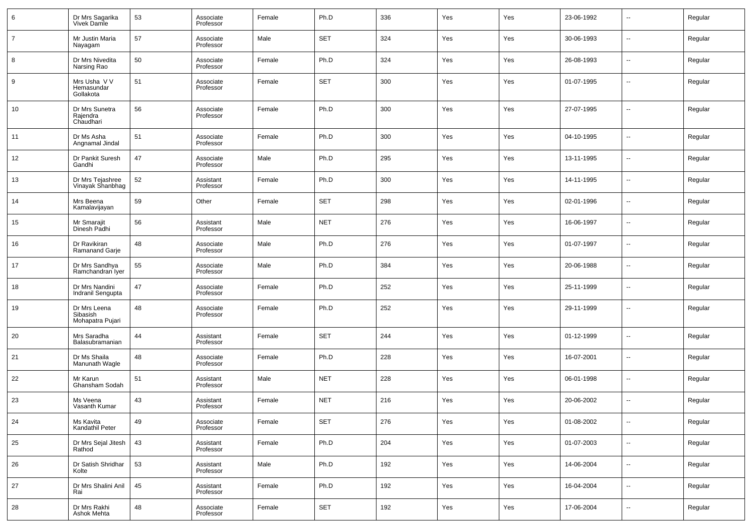| 6 | Dr Mrs Sagarika Vivek Damle | 53 | Associate Professor | Female | Ph.D | 336 | Yes | Yes | 23-06-1992 | -- | Regular |
|---|---|---|---|---|---|---|---|---|---|---|---|
| 7 | Mr Justin Maria Nayagam | 57 | Associate Professor | Male | SET | 324 | Yes | Yes | 30-06-1993 | -- | Regular |
| 8 | Dr Mrs Nivedita Narsing Rao | 50 | Associate Professor | Female | Ph.D | 324 | Yes | Yes | 26-08-1993 | -- | Regular |
| 9 | Mrs Usha V V Hemasundar Gollakota | 51 | Associate Professor | Female | SET | 300 | Yes | Yes | 01-07-1995 | -- | Regular |
| 10 | Dr Mrs Sunetra Rajendra Chaudhari | 56 | Associate Professor | Female | Ph.D | 300 | Yes | Yes | 27-07-1995 | -- | Regular |
| 11 | Dr Ms Asha Angnamal Jindal | 51 | Associate Professor | Female | Ph.D | 300 | Yes | Yes | 04-10-1995 | -- | Regular |
| 12 | Dr Pankit Suresh Gandhi | 47 | Associate Professor | Male | Ph.D | 295 | Yes | Yes | 13-11-1995 | -- | Regular |
| 13 | Dr Mrs Tejashree Vinayak Shanbhag | 52 | Assistant Professor | Female | Ph.D | 300 | Yes | Yes | 14-11-1995 | -- | Regular |
| 14 | Mrs Beena Kamalavijayan | 59 | Other | Female | SET | 298 | Yes | Yes | 02-01-1996 | -- | Regular |
| 15 | Mr Smarajit Dinesh Padhi | 56 | Assistant Professor | Male | NET | 276 | Yes | Yes | 16-06-1997 | -- | Regular |
| 16 | Dr Ravikiran Ramanand Garje | 48 | Associate Professor | Male | Ph.D | 276 | Yes | Yes | 01-07-1997 | -- | Regular |
| 17 | Dr Mrs Sandhya Ramchandran Iyer | 55 | Associate Professor | Male | Ph.D | 384 | Yes | Yes | 20-06-1988 | -- | Regular |
| 18 | Dr Mrs Nandini Indranil Sengupta | 47 | Associate Professor | Female | Ph.D | 252 | Yes | Yes | 25-11-1999 | -- | Regular |
| 19 | Dr Mrs Leena Sibasish Mohapatra Pujari | 48 | Associate Professor | Female | Ph.D | 252 | Yes | Yes | 29-11-1999 | -- | Regular |
| 20 | Mrs Saradha Balasubramanian | 44 | Assistant Professor | Female | SET | 244 | Yes | Yes | 01-12-1999 | -- | Regular |
| 21 | Dr Ms Shaila Manunath Wagle | 48 | Associate Professor | Female | Ph.D | 228 | Yes | Yes | 16-07-2001 | -- | Regular |
| 22 | Mr Karun Ghansham Sodah | 51 | Assistant Professor | Male | NET | 228 | Yes | Yes | 06-01-1998 | -- | Regular |
| 23 | Ms Veena Vasanth Kumar | 43 | Assistant Professor | Female | NET | 216 | Yes | Yes | 20-06-2002 | -- | Regular |
| 24 | Ms Kavita Kandathil Peter | 49 | Associate Professor | Female | SET | 276 | Yes | Yes | 01-08-2002 | -- | Regular |
| 25 | Dr Mrs Sejal Jitesh Rathod | 43 | Assistant Professor | Female | Ph.D | 204 | Yes | Yes | 01-07-2003 | -- | Regular |
| 26 | Dr Satish Shridhar Kolte | 53 | Assistant Professor | Male | Ph.D | 192 | Yes | Yes | 14-06-2004 | -- | Regular |
| 27 | Dr Mrs Shalini Anil Rai | 45 | Assistant Professor | Female | Ph.D | 192 | Yes | Yes | 16-04-2004 | -- | Regular |
| 28 | Dr Mrs Rakhi Ashok Mehta | 48 | Associate Professor | Female | SET | 192 | Yes | Yes | 17-06-2004 | -- | Regular |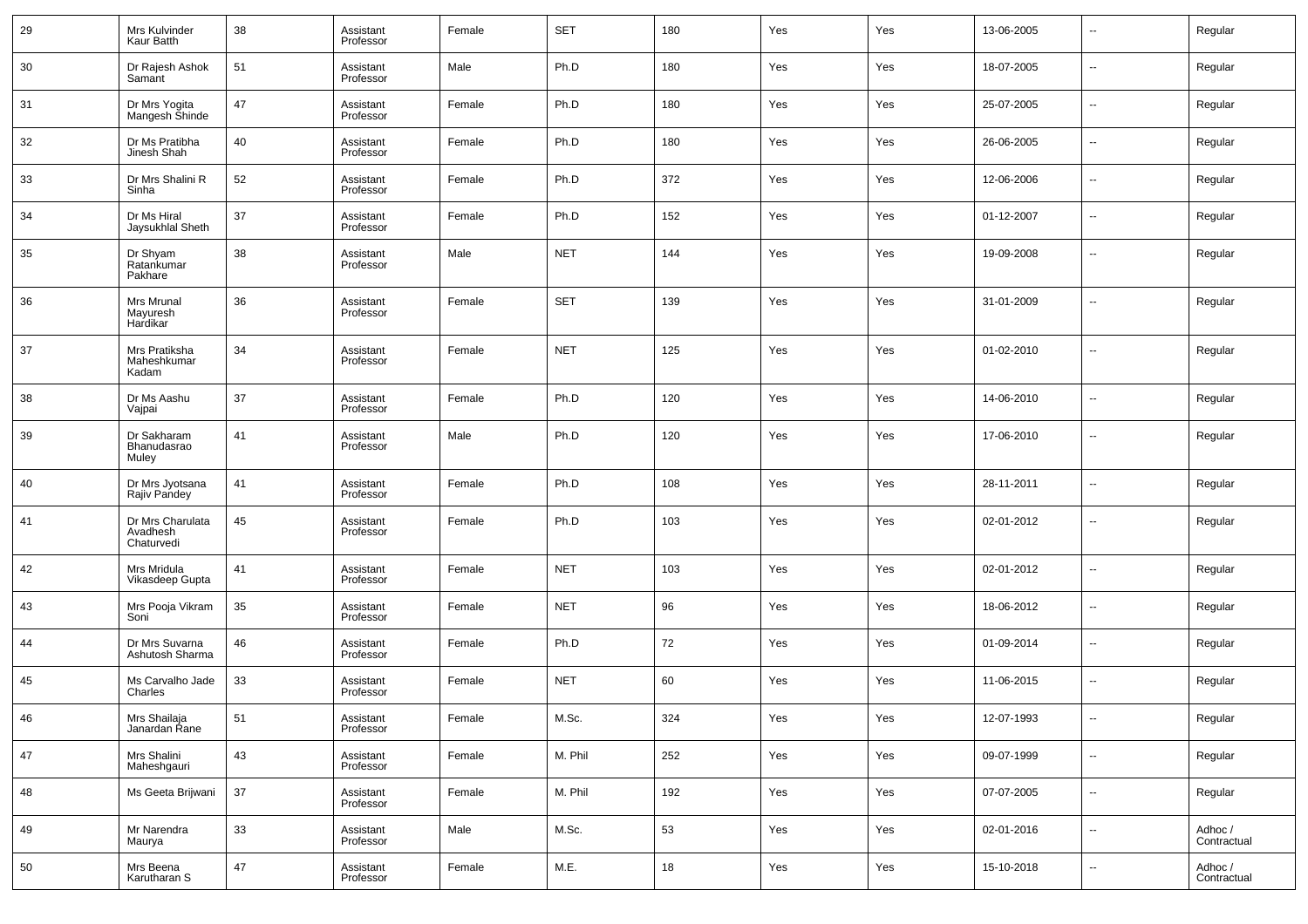| 29 | Mrs Kulvinder Kaur Batth | 38 | Assistant Professor | Female | SET | 180 | Yes | Yes | 13-06-2005 | -- | Regular |
|---|---|---|---|---|---|---|---|---|---|---|---|
| 30 | Dr Rajesh Ashok Samant | 51 | Assistant Professor | Male | Ph.D | 180 | Yes | Yes | 18-07-2005 | -- | Regular |
| 31 | Dr Mrs Yogita Mangesh Shinde | 47 | Assistant Professor | Female | Ph.D | 180 | Yes | Yes | 25-07-2005 | -- | Regular |
| 32 | Dr Ms Pratibha Jinesh Shah | 40 | Assistant Professor | Female | Ph.D | 180 | Yes | Yes | 26-06-2005 | -- | Regular |
| 33 | Dr Mrs Shalini R Sinha | 52 | Assistant Professor | Female | Ph.D | 372 | Yes | Yes | 12-06-2006 | -- | Regular |
| 34 | Dr Ms Hiral Jaysukhlal Sheth | 37 | Assistant Professor | Female | Ph.D | 152 | Yes | Yes | 01-12-2007 | -- | Regular |
| 35 | Dr Shyam Ratankumar Pakhare | 38 | Assistant Professor | Male | NET | 144 | Yes | Yes | 19-09-2008 | -- | Regular |
| 36 | Mrs Mrunal Mayuresh Hardikar | 36 | Assistant Professor | Female | SET | 139 | Yes | Yes | 31-01-2009 | -- | Regular |
| 37 | Mrs Pratiksha Maheshkumar Kadam | 34 | Assistant Professor | Female | NET | 125 | Yes | Yes | 01-02-2010 | -- | Regular |
| 38 | Dr Ms Aashu Vajpai | 37 | Assistant Professor | Female | Ph.D | 120 | Yes | Yes | 14-06-2010 | -- | Regular |
| 39 | Dr Sakharam Bhanudasrao Muley | 41 | Assistant Professor | Male | Ph.D | 120 | Yes | Yes | 17-06-2010 | -- | Regular |
| 40 | Dr Mrs Jyotsana Rajiv Pandey | 41 | Assistant Professor | Female | Ph.D | 108 | Yes | Yes | 28-11-2011 | -- | Regular |
| 41 | Dr Mrs Charulata Avadhesh Chaturvedi | 45 | Assistant Professor | Female | Ph.D | 103 | Yes | Yes | 02-01-2012 | -- | Regular |
| 42 | Mrs Mridula Vikasdeep Gupta | 41 | Assistant Professor | Female | NET | 103 | Yes | Yes | 02-01-2012 | -- | Regular |
| 43 | Mrs Pooja Vikram Soni | 35 | Assistant Professor | Female | NET | 96 | Yes | Yes | 18-06-2012 | -- | Regular |
| 44 | Dr Mrs Suvarna Ashutosh Sharma | 46 | Assistant Professor | Female | Ph.D | 72 | Yes | Yes | 01-09-2014 | -- | Regular |
| 45 | Ms Carvalho Jade Charles | 33 | Assistant Professor | Female | NET | 60 | Yes | Yes | 11-06-2015 | -- | Regular |
| 46 | Mrs Shailaja Janardan Rane | 51 | Assistant Professor | Female | M.Sc. | 324 | Yes | Yes | 12-07-1993 | -- | Regular |
| 47 | Mrs Shalini Maheshgauri | 43 | Assistant Professor | Female | M. Phil | 252 | Yes | Yes | 09-07-1999 | -- | Regular |
| 48 | Ms Geeta Brijwani | 37 | Assistant Professor | Female | M. Phil | 192 | Yes | Yes | 07-07-2005 | -- | Regular |
| 49 | Mr Narendra Maurya | 33 | Assistant Professor | Male | M.Sc. | 53 | Yes | Yes | 02-01-2016 | -- | Adhoc / Contractual |
| 50 | Mrs Beena Karutharan S | 47 | Assistant Professor | Female | M.E. | 18 | Yes | Yes | 15-10-2018 | -- | Adhoc / Contractual |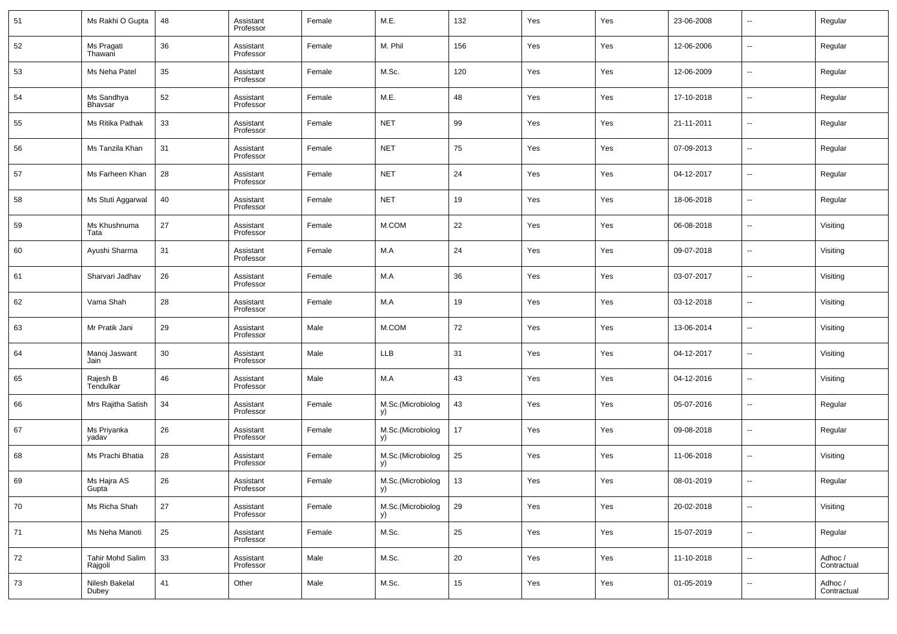| 51 | Ms Rakhi O Gupta | 48 | Assistant Professor | Female | M.E. | 132 | Yes | Yes | 23-06-2008 | -- | Regular |
|---|---|---|---|---|---|---|---|---|---|---|---|
| 52 | Ms Pragati Thawani | 36 | Assistant Professor | Female | M. Phil | 156 | Yes | Yes | 12-06-2006 | -- | Regular |
| 53 | Ms Neha Patel | 35 | Assistant Professor | Female | M.Sc. | 120 | Yes | Yes | 12-06-2009 | -- | Regular |
| 54 | Ms Sandhya Bhavsar | 52 | Assistant Professor | Female | M.E. | 48 | Yes | Yes | 17-10-2018 | -- | Regular |
| 55 | Ms Ritika Pathak | 33 | Assistant Professor | Female | NET | 99 | Yes | Yes | 21-11-2011 | -- | Regular |
| 56 | Ms Tanzila Khan | 31 | Assistant Professor | Female | NET | 75 | Yes | Yes | 07-09-2013 | -- | Regular |
| 57 | Ms Farheen Khan | 28 | Assistant Professor | Female | NET | 24 | Yes | Yes | 04-12-2017 | -- | Regular |
| 58 | Ms Stuti Aggarwal | 40 | Assistant Professor | Female | NET | 19 | Yes | Yes | 18-06-2018 | -- | Regular |
| 59 | Ms Khushnuma Tata | 27 | Assistant Professor | Female | M.COM | 22 | Yes | Yes | 06-08-2018 | -- | Visiting |
| 60 | Ayushi Sharma | 31 | Assistant Professor | Female | M.A | 24 | Yes | Yes | 09-07-2018 | -- | Visiting |
| 61 | Sharvari Jadhav | 26 | Assistant Professor | Female | M.A | 36 | Yes | Yes | 03-07-2017 | -- | Visiting |
| 62 | Vama Shah | 28 | Assistant Professor | Female | M.A | 19 | Yes | Yes | 03-12-2018 | -- | Visiting |
| 63 | Mr Pratik Jani | 29 | Assistant Professor | Male | M.COM | 72 | Yes | Yes | 13-06-2014 | -- | Visiting |
| 64 | Manoj Jaswant Jain | 30 | Assistant Professor | Male | LLB | 31 | Yes | Yes | 04-12-2017 | -- | Visiting |
| 65 | Rajesh B Tendulkar | 46 | Assistant Professor | Male | M.A | 43 | Yes | Yes | 04-12-2016 | -- | Visiting |
| 66 | Mrs Rajitha Satish | 34 | Assistant Professor | Female | M.Sc.(Microbiology) | 43 | Yes | Yes | 05-07-2016 | -- | Regular |
| 67 | Ms Priyanka yadav | 26 | Assistant Professor | Female | M.Sc.(Microbiology) | 17 | Yes | Yes | 09-08-2018 | -- | Regular |
| 68 | Ms Prachi Bhatia | 28 | Assistant Professor | Female | M.Sc.(Microbiology) | 25 | Yes | Yes | 11-06-2018 | -- | Visiting |
| 69 | Ms Hajra AS Gupta | 26 | Assistant Professor | Female | M.Sc.(Microbiology) | 13 | Yes | Yes | 08-01-2019 | -- | Regular |
| 70 | Ms Richa Shah | 27 | Assistant Professor | Female | M.Sc.(Microbiology) | 29 | Yes | Yes | 20-02-2018 | -- | Visiting |
| 71 | Ms Neha Manoti | 25 | Assistant Professor | Female | M.Sc. | 25 | Yes | Yes | 15-07-2019 | -- | Regular |
| 72 | Tahir Mohd Salim Rajgoli | 33 | Assistant Professor | Male | M.Sc. | 20 | Yes | Yes | 11-10-2018 | -- | Adhoc / Contractual |
| 73 | Nilesh Bakelal Dubey | 41 | Other | Male | M.Sc. | 15 | Yes | Yes | 01-05-2019 | -- | Adhoc / Contractual |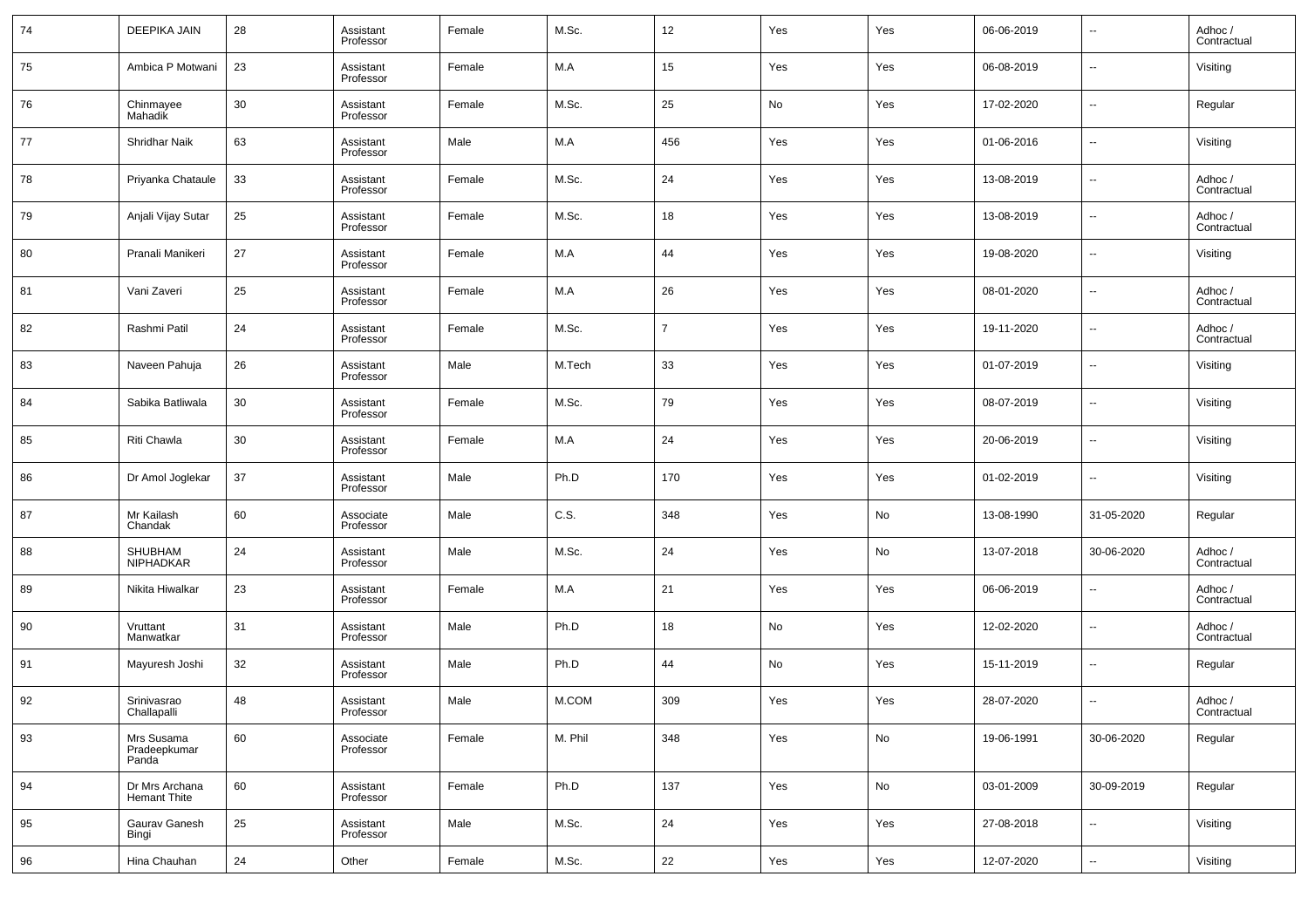| 74 | DEEPIKA JAIN | 28 | Assistant Professor | Female | M.Sc. | 12 | Yes | Yes | 06-06-2019 | -- | Adhoc / Contractual |
|---|---|---|---|---|---|---|---|---|---|---|---|
| 75 | Ambica P Motwani | 23 | Assistant Professor | Female | M.A | 15 | Yes | Yes | 06-08-2019 | -- | Visiting |
| 76 | Chinmayee Mahadik | 30 | Assistant Professor | Female | M.Sc. | 25 | No | Yes | 17-02-2020 | -- | Regular |
| 77 | Shridhar Naik | 63 | Assistant Professor | Male | M.A | 456 | Yes | Yes | 01-06-2016 | -- | Visiting |
| 78 | Priyanka Chataule | 33 | Assistant Professor | Female | M.Sc. | 24 | Yes | Yes | 13-08-2019 | -- | Adhoc / Contractual |
| 79 | Anjali Vijay Sutar | 25 | Assistant Professor | Female | M.Sc. | 18 | Yes | Yes | 13-08-2019 | -- | Adhoc / Contractual |
| 80 | Pranali Manikeri | 27 | Assistant Professor | Female | M.A | 44 | Yes | Yes | 19-08-2020 | -- | Visiting |
| 81 | Vani Zaveri | 25 | Assistant Professor | Female | M.A | 26 | Yes | Yes | 08-01-2020 | -- | Adhoc / Contractual |
| 82 | Rashmi Patil | 24 | Assistant Professor | Female | M.Sc. | 7 | Yes | Yes | 19-11-2020 | -- | Adhoc / Contractual |
| 83 | Naveen Pahuja | 26 | Assistant Professor | Male | M.Tech | 33 | Yes | Yes | 01-07-2019 | -- | Visiting |
| 84 | Sabika Batliwala | 30 | Assistant Professor | Female | M.Sc. | 79 | Yes | Yes | 08-07-2019 | -- | Visiting |
| 85 | Riti Chawla | 30 | Assistant Professor | Female | M.A | 24 | Yes | Yes | 20-06-2019 | -- | Visiting |
| 86 | Dr Amol Joglekar | 37 | Assistant Professor | Male | Ph.D | 170 | Yes | Yes | 01-02-2019 | -- | Visiting |
| 87 | Mr Kailash Chandak | 60 | Associate Professor | Male | C.S. | 348 | Yes | No | 13-08-1990 | 31-05-2020 | Regular |
| 88 | SHUBHAM NIPHADKAR | 24 | Assistant Professor | Male | M.Sc. | 24 | Yes | No | 13-07-2018 | 30-06-2020 | Adhoc / Contractual |
| 89 | Nikita Hiwalkar | 23 | Assistant Professor | Female | M.A | 21 | Yes | Yes | 06-06-2019 | -- | Adhoc / Contractual |
| 90 | Vruttant Manwatkar | 31 | Assistant Professor | Male | Ph.D | 18 | No | Yes | 12-02-2020 | -- | Adhoc / Contractual |
| 91 | Mayuresh Joshi | 32 | Assistant Professor | Male | Ph.D | 44 | No | Yes | 15-11-2019 | -- | Regular |
| 92 | Srinivasrao Challapalli | 48 | Assistant Professor | Male | M.COM | 309 | Yes | Yes | 28-07-2020 | -- | Adhoc / Contractual |
| 93 | Mrs Susama Pradeepkumar Panda | 60 | Associate Professor | Female | M. Phil | 348 | Yes | No | 19-06-1991 | 30-06-2020 | Regular |
| 94 | Dr Mrs Archana Hemant Thite | 60 | Assistant Professor | Female | Ph.D | 137 | Yes | No | 03-01-2009 | 30-09-2019 | Regular |
| 95 | Gaurav Ganesh Bingi | 25 | Assistant Professor | Male | M.Sc. | 24 | Yes | Yes | 27-08-2018 | -- | Visiting |
| 96 | Hina Chauhan | 24 | Other | Female | M.Sc. | 22 | Yes | Yes | 12-07-2020 | -- | Visiting |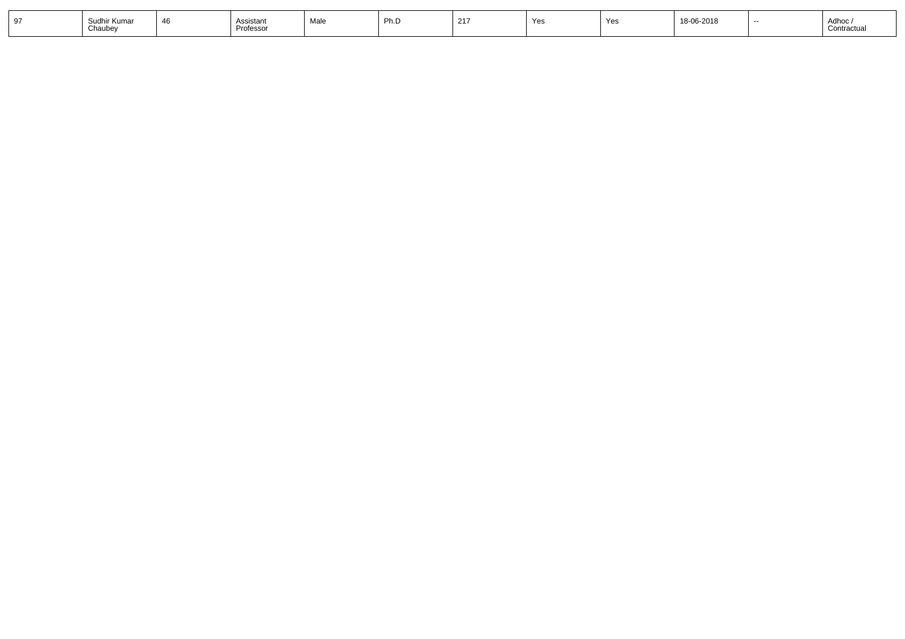| | | | | | | | | | | | |
|---|---|---|---|---|---|---|---|---|---|---|---|
| 97 | Sudhir Kumar Chaubey | 46 | Assistant Professor | Male | Ph.D | 217 | Yes | Yes | 18-06-2018 | -- | Adhoc / Contractual |